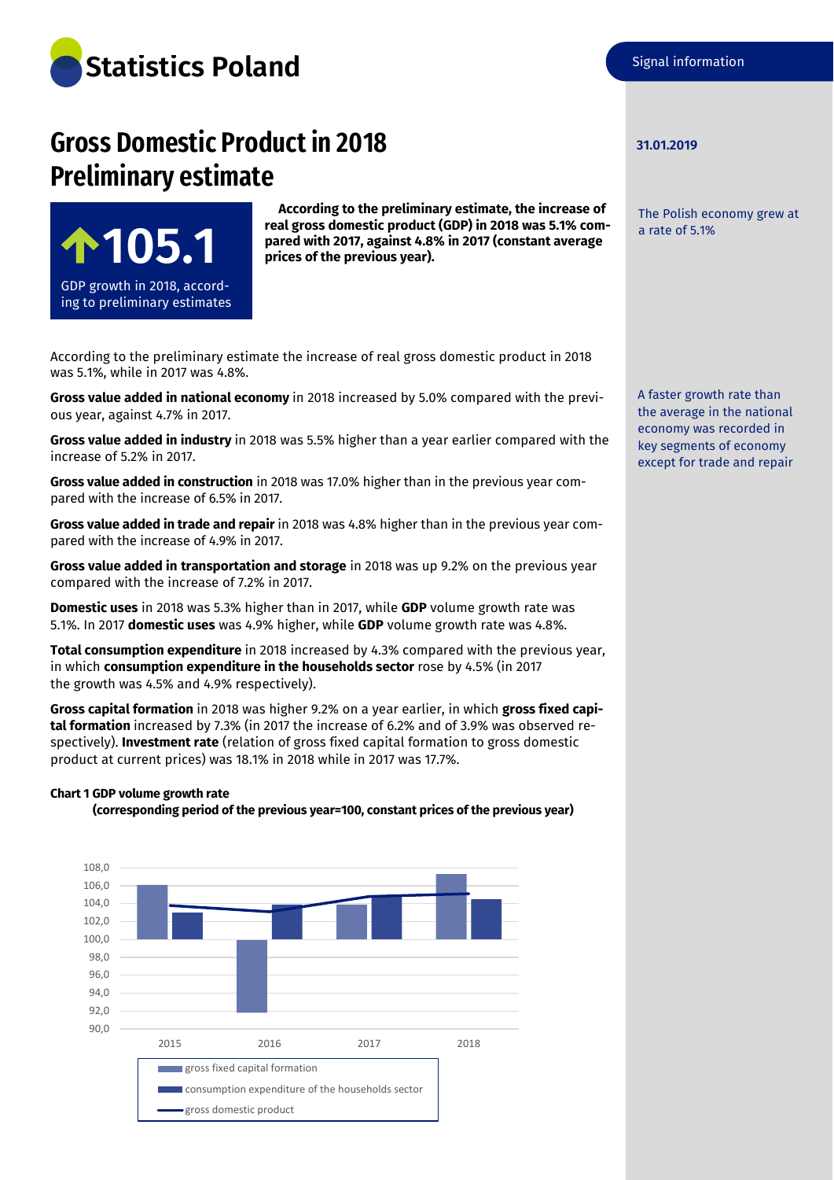Statistics Poland

Signal information

# Gross Domestic Product in 2018 Preliminary estimate

**105.1**

GDP growth in 2018, according to preliminary estimates

**According to the preliminary estimate, the increase of real gross domestic product (GDP) in 2018 was 5.1% compared with 2017, against 4.8% in 2017 (constant average prices of the previous year).**

**31.01.2019**

The Polish economy grew at a rate of 5.1%

According to the preliminary estimate the increase of real gross domestic product in 2018 was 5.1%, while in 2017 was 4.8%.

**Gross value added in national economy** in 2018 increased by 5.0% compared with the previous year, against 4.7% in 2017.

**Gross value added in industry** in 2018 was 5.5% higher than a year earlier compared with the increase of 5.2% in 2017.

**Gross value added in construction** in 2018 was 17.0% higher than in the previous year compared with the increase of 6.5% in 2017.

**Gross value added in trade and repair** in 2018 was 4.8% higher than in the previous year compared with the increase of 4.9% in 2017.

**Gross value added in transportation and storage** in 2018 was up 9.2% on the previous year compared with the increase of 7.2% in 2017.

A faster growth rate than the average in the national economy was recorded in key segments of economy except for trade and repair

**Domestic uses** in 2018 was 5.3% higher than in 2017, while **GDP** volume growth rate was 5.1%. In 2017 **domestic uses** was 4.9% higher, while **GDP** volume growth rate was 4.8%.

**Total consumption expenditure** in 2018 increased by 4.3% compared with the previous year, in which **consumption expenditure in the households sector** rose by 4.5% (in 2017 the growth was 4.5% and 4.9% respectively).

**Gross capital formation** in 2018 was higher 9.2% on a year earlier, in which **gross fixed capital formation** increased by 7.3% (in 2017 the increase of 6.2% and of 3.9% was observed respectively). **Investment rate** (relation of gross fixed capital formation to gross domestic product at current prices) was 18.1% in 2018 while in 2017 was 17.7%.

**Chart 1 GDP volume growth rate**
**(corresponding period of the previous year=100, constant prices of the previous year)**

Legend: gross fixed capital formation; consumption expenditure of the households sector; gross domestic product

Y-axis: 90,0 – 108,0; X-axis: 2015, 2016, 2017, 2018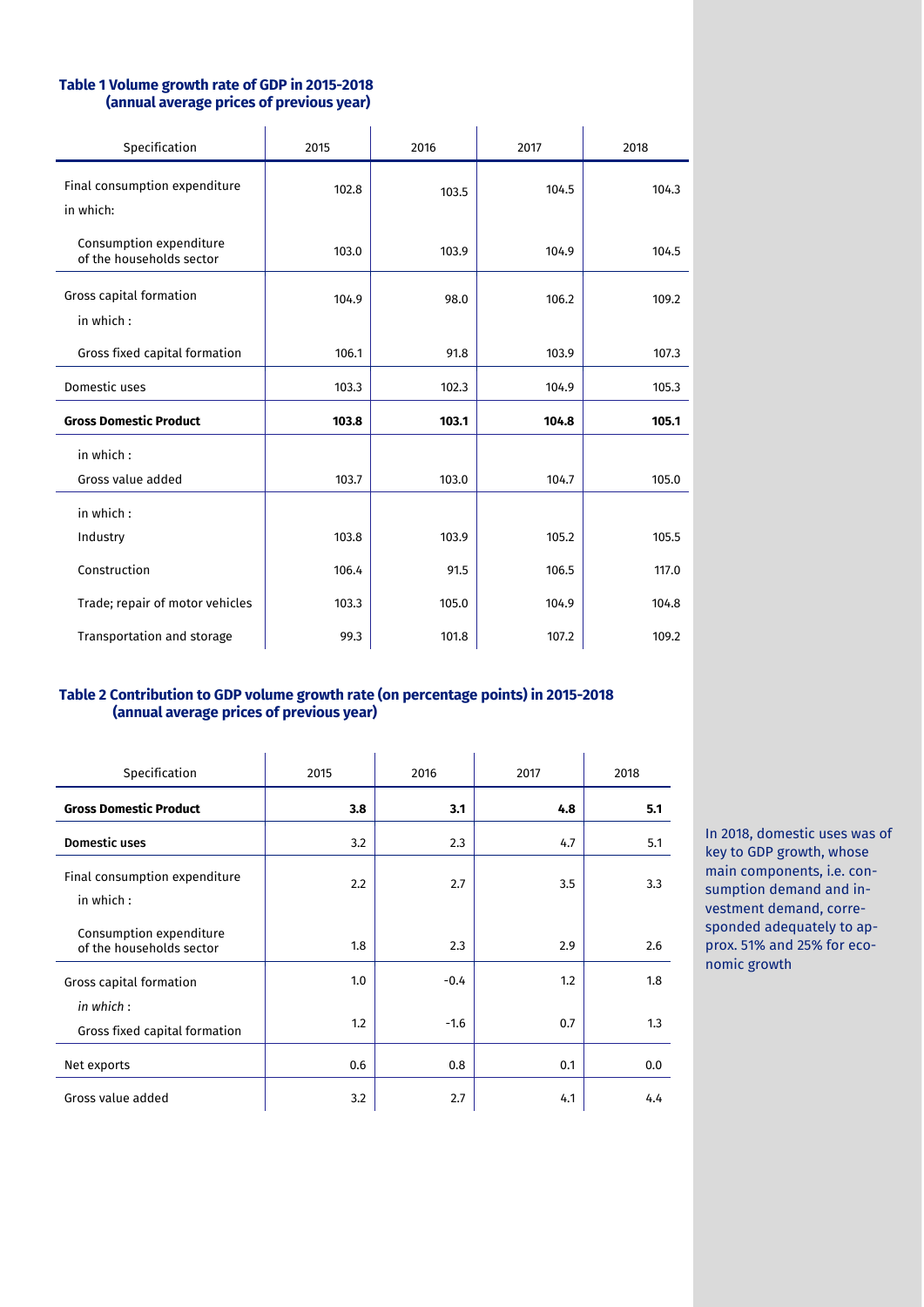### Table 1 Volume growth rate of GDP in 2015-2018 (annual average prices of previous year)

| Specification | 2015 | 2016 | 2017 | 2018 |
|---|---|---|---|---|
| Final consumption expenditure | 102.8 | 103.5 | 104.5 | 104.3 |
| in which: | | | | |
| Consumption expenditure of the households sector | 103.0 | 103.9 | 104.9 | 104.5 |
| Gross capital formation | 104.9 | 98.0 | 106.2 | 109.2 |
| in which : | | | | |
| Gross fixed capital formation | 106.1 | 91.8 | 103.9 | 107.3 |
| Domestic uses | 103.3 | 102.3 | 104.9 | 105.3 |
| **Gross Domestic Product** | **103.8** | **103.1** | **104.8** | **105.1** |
| in which : | | | | |
| Gross value added | 103.7 | 103.0 | 104.7 | 105.0 |
| in which : | | | | |
| Industry | 103.8 | 103.9 | 105.2 | 105.5 |
| Construction | 106.4 | 91.5 | 106.5 | 117.0 |
| Trade; repair of motor vehicles | 103.3 | 105.0 | 104.9 | 104.8 |
| Transportation and storage | 99.3 | 101.8 | 107.2 | 109.2 |

### Table 2 Contribution to GDP volume growth rate (on percentage points) in 2015-2018 (annual average prices of previous year)

| Specification | 2015 | 2016 | 2017 | 2018 |
|---|---|---|---|---|
| **Gross Domestic Product** | **3.8** | **3.1** | **4.8** | **5.1** |
| **Domestic uses** | 3.2 | 2.3 | 4.7 | 5.1 |
| Final consumption expenditure | 2.2 | 2.7 | 3.5 | 3.3 |
| in which : | | | | |
| Consumption expenditure of the households sector | 1.8 | 2.3 | 2.9 | 2.6 |
| Gross capital formation | 1.0 | -0.4 | 1.2 | 1.8 |
| *in which* : | | | | |
| Gross fixed capital formation | 1.2 | -1.6 | 0.7 | 1.3 |
| Net exports | 0.6 | 0.8 | 0.1 | 0.0 |
| Gross value added | 3.2 | 2.7 | 4.1 | 4.4 |

In 2018, domestic uses was of key to GDP growth, whose main components, i.e. consumption demand and investment demand, corresponded adequately to approx. 51% and 25% for economic growth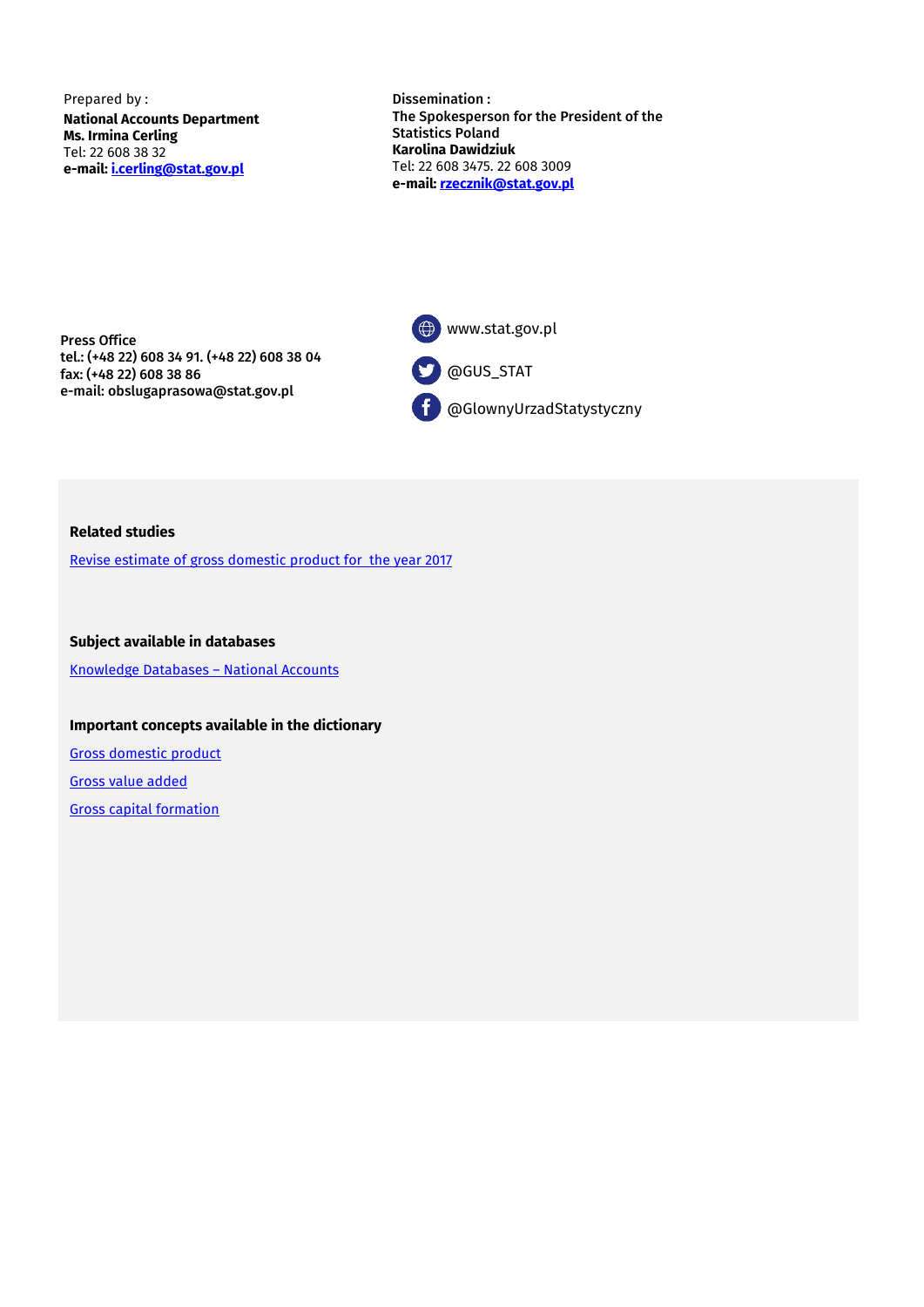Prepared by :

**National Accounts Department**
**Ms. Irmina Cerling**
Tel: 22 608 38 32
**e-mail: [i.cerling@stat.gov.pl](mailto:i.cerling@stat.gov.pl)**

**Dissemination :**
**The Spokesperson for the President of the Statistics Poland**
**Karolina Dawidziuk**
Tel: 22 608 3475. 22 608 3009
**e-mail: [rzecznik@stat.gov.pl](mailto:rzecznik@stat.gov.pl)**

**Press Office**
**tel.: (+48 22) 608 34 91. (+48 22) 608 38 04**
**fax: (+48 22) 608 38 86**
**e-mail: obslugaprasowa@stat.gov.pl**

www.stat.gov.pl

@GUS_STAT

@GlownyUrzadStatystyczny

**Related studies**

Revise estimate of gross domestic product for the year 2017

**Subject available in databases**

Knowledge Databases – National Accounts

**Important concepts available in the dictionary**

Gross domestic product

Gross value added

Gross capital formation